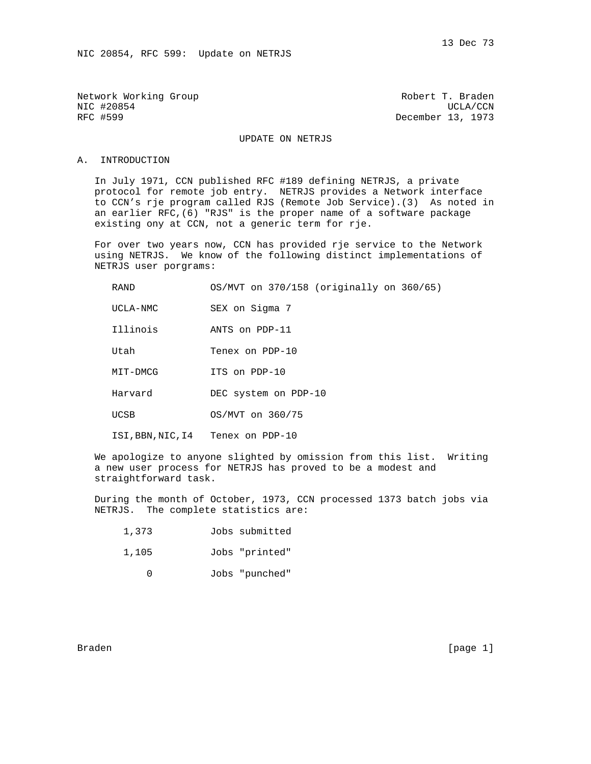Network Working Group Robert T. Braden
NIC #20854 UCLA/CCN
RFC #599 December 13, 1973

# UPDATE ON NETRJS

## A. INTRODUCTION

In July 1971, CCN published RFC #189 defining NETRJS, a private protocol for remote job entry. NETRJS provides a Network interface to CCN's rje program called RJS (Remote Job Service).(3) As noted in an earlier RFC,(6) "RJS" is the proper name of a software package existing ony at CCN, not a generic term for rje.

For over two years now, CCN has provided rje service to the Network using NETRJS. We know of the following distinct implementations of NETRJS user porgrams:

| | |
|---|---|
| RAND | OS/MVT on 370/158 (originally on 360/65) |
| UCLA-NMC | SEX on Sigma 7 |
| Illinois | ANTS on PDP-11 |
| Utah | Tenex on PDP-10 |
| MIT-DMCG | ITS on PDP-10 |
| Harvard | DEC system on PDP-10 |
| UCSB | OS/MVT on 360/75 |
| ISI,BBN,NIC,I4 | Tenex on PDP-10 |

We apologize to anyone slighted by omission from this list. Writing a new user process for NETRJS has proved to be a modest and straightforward task.

During the month of October, 1973, CCN processed 1373 batch jobs via NETRJS. The complete statistics are:

| | |
|---|---|
| 1,373 | Jobs submitted |
| 1,105 | Jobs "printed" |
| 0 | Jobs "punched" |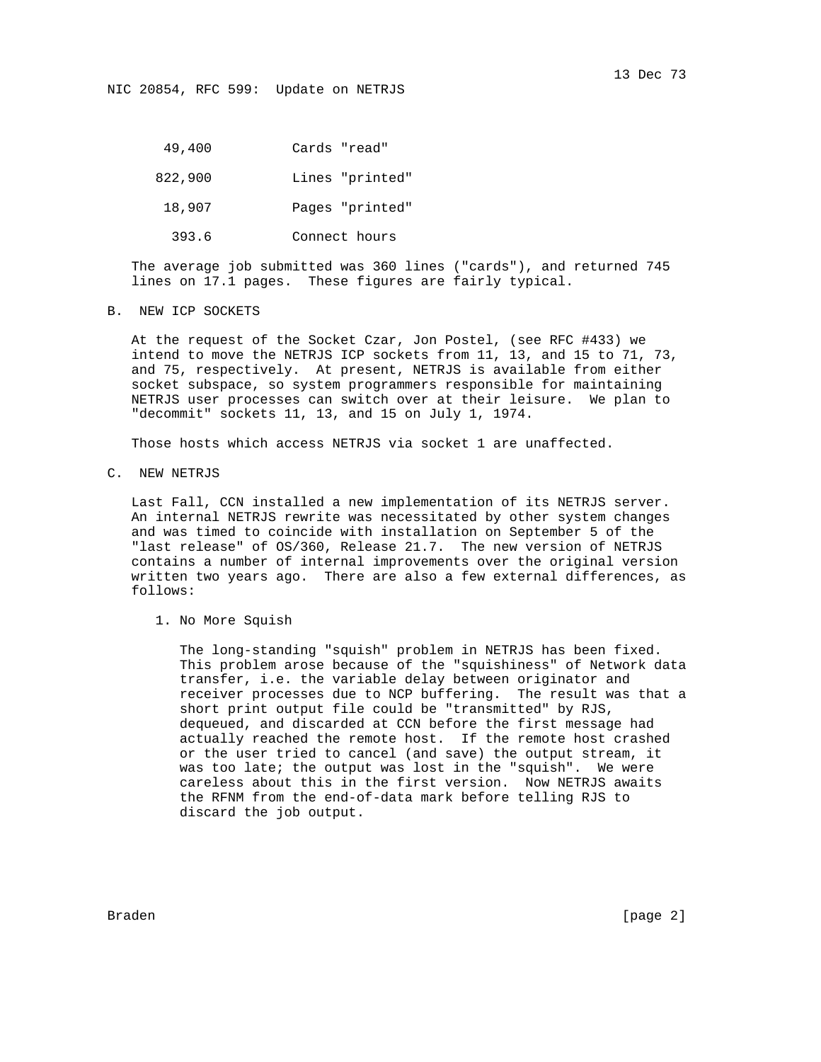| | |
|---|---|
| 49,400 | Cards "read" |
| 822,900 | Lines "printed" |
| 18,907 | Pages "printed" |
| 393.6 | Connect hours |

The average job submitted was 360 lines ("cards"), and returned 745 lines on 17.1 pages. These figures are fairly typical.

## B. NEW ICP SOCKETS

At the request of the Socket Czar, Jon Postel, (see RFC #433) we intend to move the NETRJS ICP sockets from 11, 13, and 15 to 71, 73, and 75, respectively. At present, NETRJS is available from either socket subspace, so system programmers responsible for maintaining NETRJS user processes can switch over at their leisure. We plan to "decommit" sockets 11, 13, and 15 on July 1, 1974.

Those hosts which access NETRJS via socket 1 are unaffected.

## C. NEW NETRJS

Last Fall, CCN installed a new implementation of its NETRJS server. An internal NETRJS rewrite was necessitated by other system changes and was timed to coincide with installation on September 5 of the "last release" of OS/360, Release 21.7. The new version of NETRJS contains a number of internal improvements over the original version written two years ago. There are also a few external differences, as follows:

### 1. No More Squish

The long-standing "squish" problem in NETRJS has been fixed. This problem arose because of the "squishiness" of Network data transfer, i.e. the variable delay between originator and receiver processes due to NCP buffering. The result was that a short print output file could be "transmitted" by RJS, dequeued, and discarded at CCN before the first message had actually reached the remote host. If the remote host crashed or the user tried to cancel (and save) the output stream, it was too late; the output was lost in the "squish". We were careless about this in the first version. Now NETRJS awaits the RFNM from the end-of-data mark before telling RJS to discard the job output.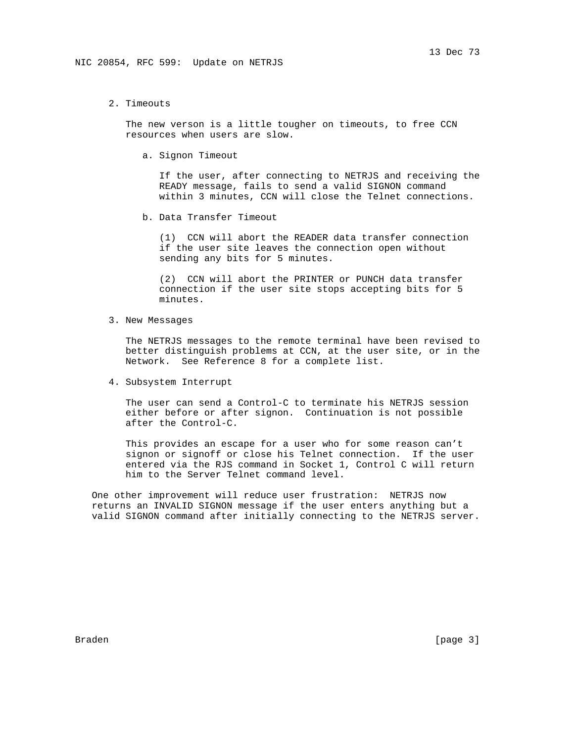2. Timeouts

   The new verson is a little tougher on timeouts, to free CCN resources when users are slow.

   a. Signon Timeout

      If the user, after connecting to NETRJS and receiving the READY message, fails to send a valid SIGNON command within 3 minutes, CCN will close the Telnet connections.

   b. Data Transfer Timeout

      (1) CCN will abort the READER data transfer connection if the user site leaves the connection open without sending any bits for 5 minutes.

      (2) CCN will abort the PRINTER or PUNCH data transfer connection if the user site stops accepting bits for 5 minutes.

3. New Messages

   The NETRJS messages to the remote terminal have been revised to better distinguish problems at CCN, at the user site, or in the Network. See Reference 8 for a complete list.

4. Subsystem Interrupt

   The user can send a Control-C to terminate his NETRJS session either before or after signon. Continuation is not possible after the Control-C.

   This provides an escape for a user who for some reason can't signon or signoff or close his Telnet connection. If the user entered via the RJS command in Socket 1, Control C will return him to the Server Telnet command level.

One other improvement will reduce user frustration: NETRJS now returns an INVALID SIGNON message if the user enters anything but a valid SIGNON command after initially connecting to the NETRJS server.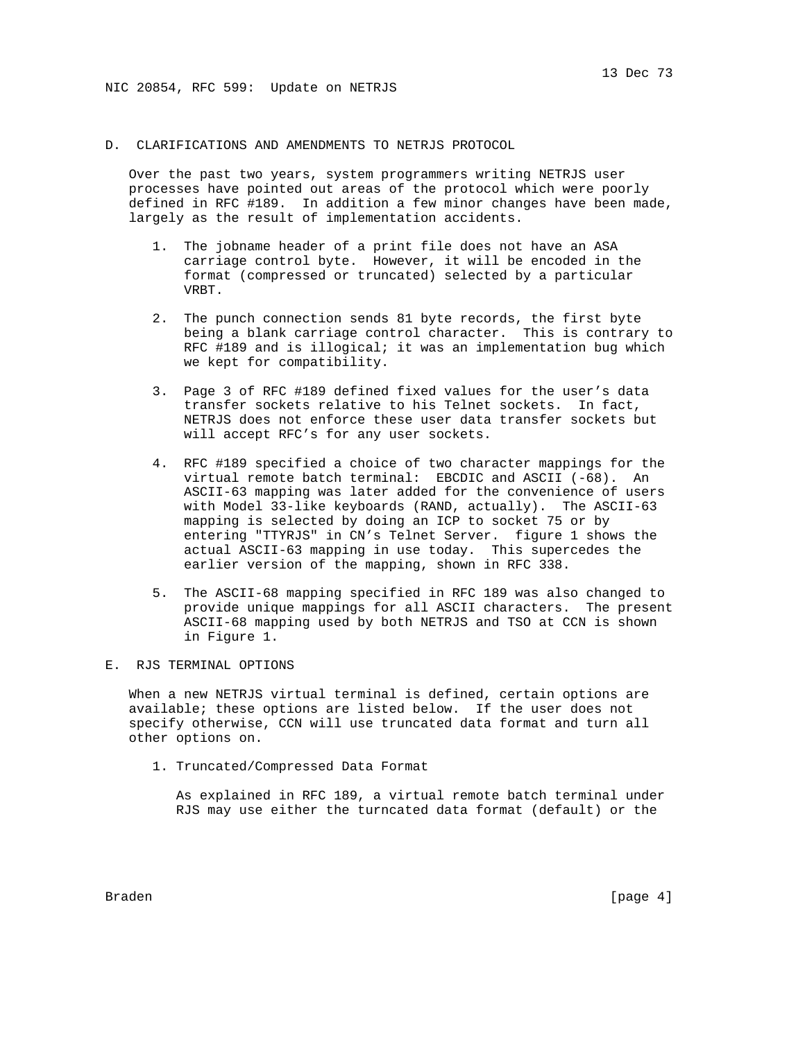## D. CLARIFICATIONS AND AMENDMENTS TO NETRJS PROTOCOL

Over the past two years, system programmers writing NETRJS user processes have pointed out areas of the protocol which were poorly defined in RFC #189. In addition a few minor changes have been made, largely as the result of implementation accidents.

1. The jobname header of a print file does not have an ASA carriage control byte. However, it will be encoded in the format (compressed or truncated) selected by a particular VRBT.

2. The punch connection sends 81 byte records, the first byte being a blank carriage control character. This is contrary to RFC #189 and is illogical; it was an implementation bug which we kept for compatibility.

3. Page 3 of RFC #189 defined fixed values for the user's data transfer sockets relative to his Telnet sockets. In fact, NETRJS does not enforce these user data transfer sockets but will accept RFC's for any user sockets.

4. RFC #189 specified a choice of two character mappings for the virtual remote batch terminal: EBCDIC and ASCII (-68). An ASCII-63 mapping was later added for the convenience of users with Model 33-like keyboards (RAND, actually). The ASCII-63 mapping is selected by doing an ICP to socket 75 or by entering "TTYRJS" in CN's Telnet Server. figure 1 shows the actual ASCII-63 mapping in use today. This supercedes the earlier version of the mapping, shown in RFC 338.

5. The ASCII-68 mapping specified in RFC 189 was also changed to provide unique mappings for all ASCII characters. The present ASCII-68 mapping used by both NETRJS and TSO at CCN is shown in Figure 1.

## E. RJS TERMINAL OPTIONS

When a new NETRJS virtual terminal is defined, certain options are available; these options are listed below. If the user does not specify otherwise, CCN will use truncated data format and turn all other options on.

1. Truncated/Compressed Data Format

   As explained in RFC 189, a virtual remote batch terminal under RJS may use either the turncated data format (default) or the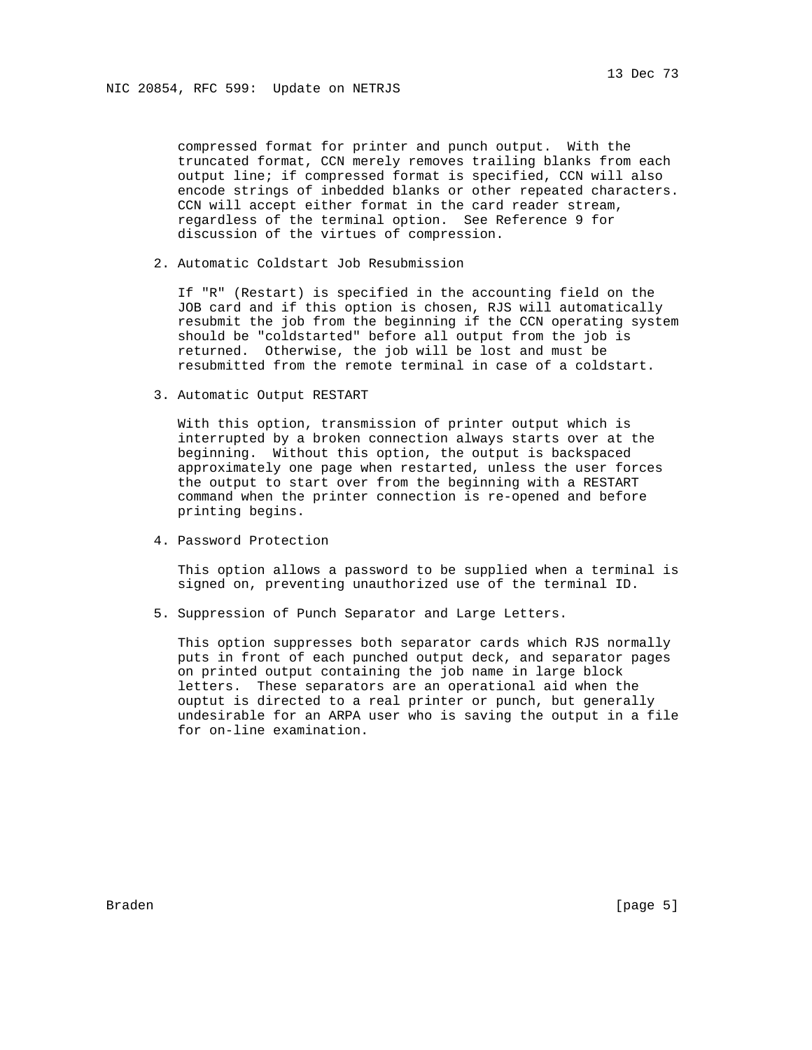compressed format for printer and punch output. With the truncated format, CCN merely removes trailing blanks from each output line; if compressed format is specified, CCN will also encode strings of inbedded blanks or other repeated characters. CCN will accept either format in the card reader stream, regardless of the terminal option. See Reference 9 for discussion of the virtues of compression.

2. Automatic Coldstart Job Resubmission

   If "R" (Restart) is specified in the accounting field on the JOB card and if this option is chosen, RJS will automatically resubmit the job from the beginning if the CCN operating system should be "coldstarted" before all output from the job is returned. Otherwise, the job will be lost and must be resubmitted from the remote terminal in case of a coldstart.

3. Automatic Output RESTART

   With this option, transmission of printer output which is interrupted by a broken connection always starts over at the beginning. Without this option, the output is backspaced approximately one page when restarted, unless the user forces the output to start over from the beginning with a RESTART command when the printer connection is re-opened and before printing begins.

4. Password Protection

   This option allows a password to be supplied when a terminal is signed on, preventing unauthorized use of the terminal ID.

5. Suppression of Punch Separator and Large Letters.

   This option suppresses both separator cards which RJS normally puts in front of each punched output deck, and separator pages on printed output containing the job name in large block letters. These separators are an operational aid when the ouptut is directed to a real printer or punch, but generally undesirable for an ARPA user who is saving the output in a file for on-line examination.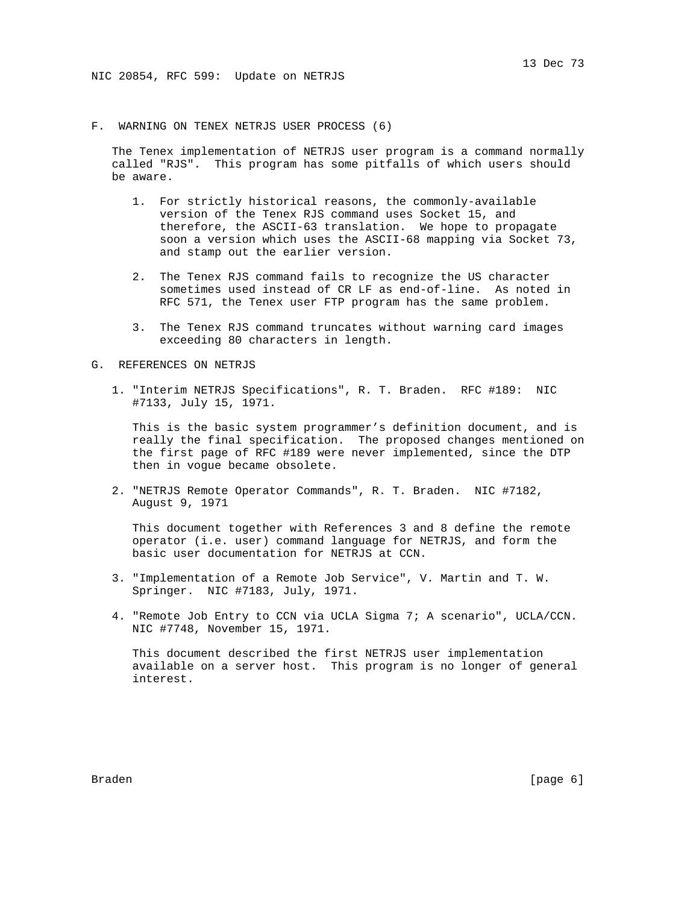## F. WARNING ON TENEX NETRJS USER PROCESS (6)

The Tenex implementation of NETRJS user program is a command normally called "RJS". This program has some pitfalls of which users should be aware.

1. For strictly historical reasons, the commonly-available version of the Tenex RJS command uses Socket 15, and therefore, the ASCII-63 translation. We hope to propagate soon a version which uses the ASCII-68 mapping via Socket 73, and stamp out the earlier version.

2. The Tenex RJS command fails to recognize the US character sometimes used instead of CR LF as end-of-line. As noted in RFC 571, the Tenex user FTP program has the same problem.

3. The Tenex RJS command truncates without warning card images exceeding 80 characters in length.

## G. REFERENCES ON NETRJS

1. "Interim NETRJS Specifications", R. T. Braden. RFC #189: NIC #7133, July 15, 1971.

   This is the basic system programmer's definition document, and is really the final specification. The proposed changes mentioned on the first page of RFC #189 were never implemented, since the DTP then in vogue became obsolete.

2. "NETRJS Remote Operator Commands", R. T. Braden. NIC #7182, August 9, 1971

   This document together with References 3 and 8 define the remote operator (i.e. user) command language for NETRJS, and form the basic user documentation for NETRJS at CCN.

3. "Implementation of a Remote Job Service", V. Martin and T. W. Springer. NIC #7183, July, 1971.

4. "Remote Job Entry to CCN via UCLA Sigma 7; A scenario", UCLA/CCN. NIC #7748, November 15, 1971.

   This document described the first NETRJS user implementation available on a server host. This program is no longer of general interest.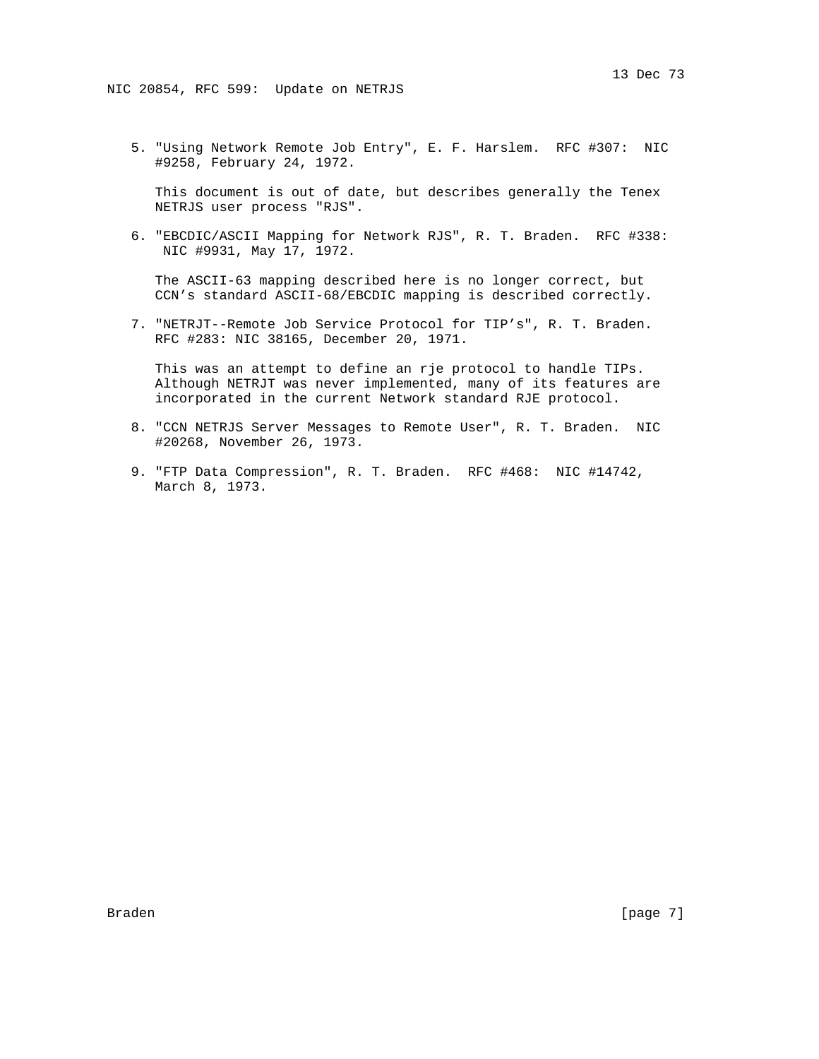5. "Using Network Remote Job Entry", E. F. Harslem. RFC #307: NIC #9258, February 24, 1972.

   This document is out of date, but describes generally the Tenex NETRJS user process "RJS".

6. "EBCDIC/ASCII Mapping for Network RJS", R. T. Braden. RFC #338: NIC #9931, May 17, 1972.

   The ASCII-63 mapping described here is no longer correct, but CCN's standard ASCII-68/EBCDIC mapping is described correctly.

7. "NETRJT--Remote Job Service Protocol for TIP's", R. T. Braden. RFC #283: NIC 38165, December 20, 1971.

   This was an attempt to define an rje protocol to handle TIPs. Although NETRJT was never implemented, many of its features are incorporated in the current Network standard RJE protocol.

8. "CCN NETRJS Server Messages to Remote User", R. T. Braden. NIC #20268, November 26, 1973.

9. "FTP Data Compression", R. T. Braden. RFC #468: NIC #14742, March 8, 1973.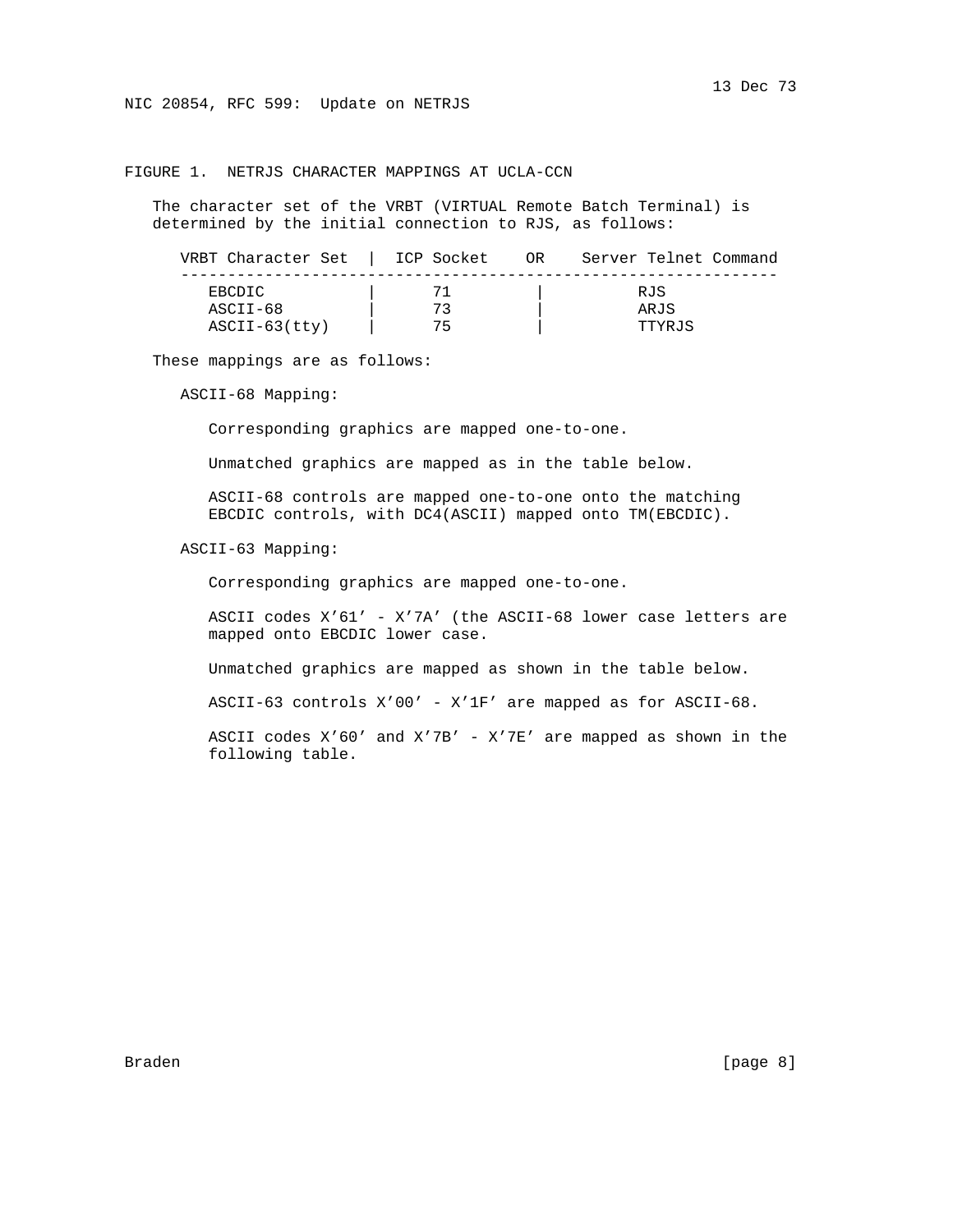## FIGURE 1. NETRJS CHARACTER MAPPINGS AT UCLA-CCN

The character set of the VRBT (VIRTUAL Remote Batch Terminal) is determined by the initial connection to RJS, as follows:

| VRBT Character Set | ICP Socket OR | Server Telnet Command |
|---|---|---|
| EBCDIC | 71 | RJS |
| ASCII-68 | 73 | ARJS |
| ASCII-63(tty) | 75 | TTYRJS |

These mappings are as follows:

ASCII-68 Mapping:

Corresponding graphics are mapped one-to-one.

Unmatched graphics are mapped as in the table below.

ASCII-68 controls are mapped one-to-one onto the matching EBCDIC controls, with DC4(ASCII) mapped onto TM(EBCDIC).

ASCII-63 Mapping:

Corresponding graphics are mapped one-to-one.

ASCII codes X'61' - X'7A' (the ASCII-68 lower case letters are mapped onto EBCDIC lower case.

Unmatched graphics are mapped as shown in the table below.

ASCII-63 controls X'00' - X'1F' are mapped as for ASCII-68.

ASCII codes X'60' and X'7B' - X'7E' are mapped as shown in the following table.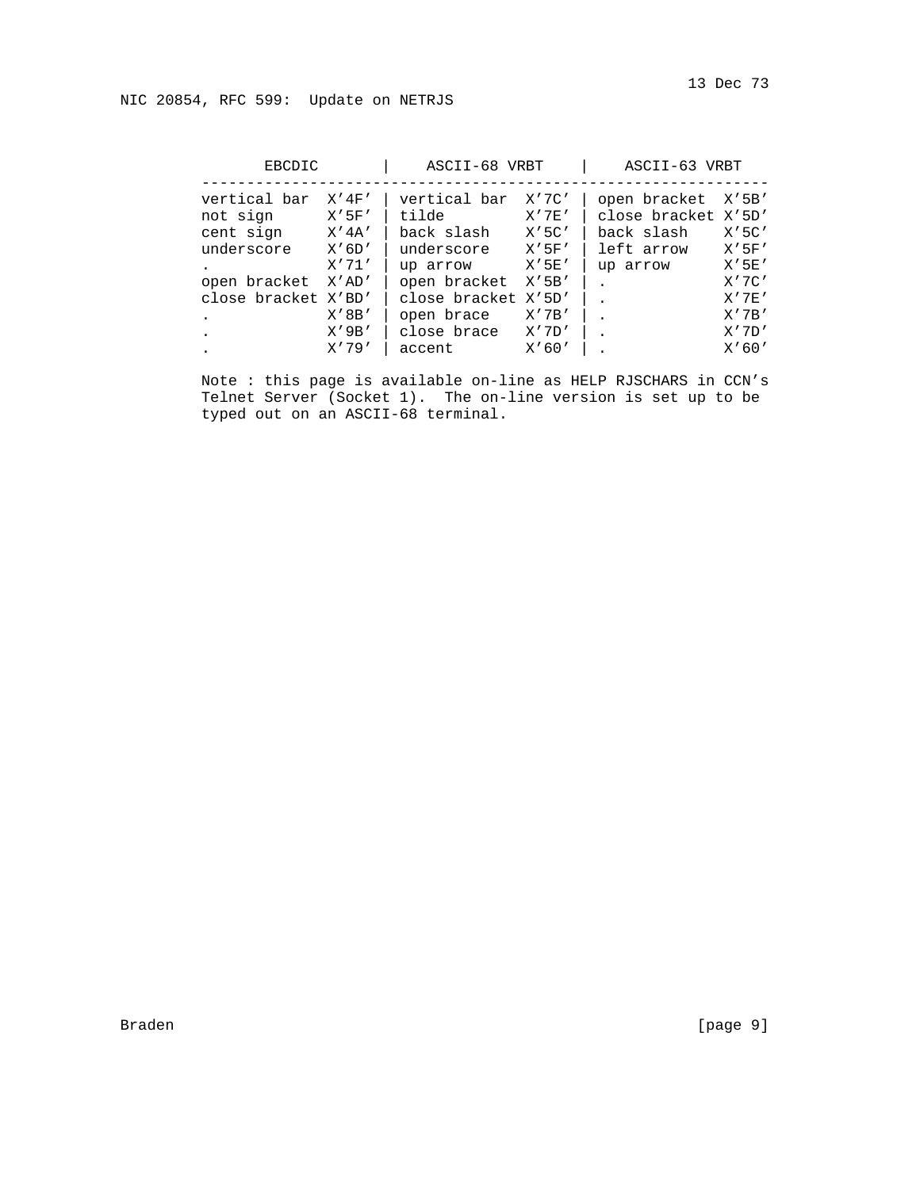| EBCDIC | | ASCII-68 VRBT | | ASCII-63 VRBT | |
|---|---|---|---|---|---|
| vertical bar | X'4F' | vertical bar | X'7C' | open bracket | X'5B' |
| not sign | X'5F' | tilde | X'7E' | close bracket | X'5D' |
| cent sign | X'4A' | back slash | X'5C' | back slash | X'5C' |
| underscore | X'6D' | underscore | X'5F' | left arrow | X'5F' |
| . | X'71' | up arrow | X'5E' | up arrow | X'5E' |
| open bracket | X'AD' | open bracket | X'5B' | . | X'7C' |
| close bracket | X'BD' | close bracket | X'5D' | . | X'7E' |
| . | X'8B' | open brace | X'7B' | . | X'7B' |
| . | X'9B' | close brace | X'7D' | . | X'7D' |
| . | X'79' | accent | X'60' | . | X'60' |

Note : this page is available on-line as HELP RJSCHARS in CCN's Telnet Server (Socket 1). The on-line version is set up to be typed out on an ASCII-68 terminal.